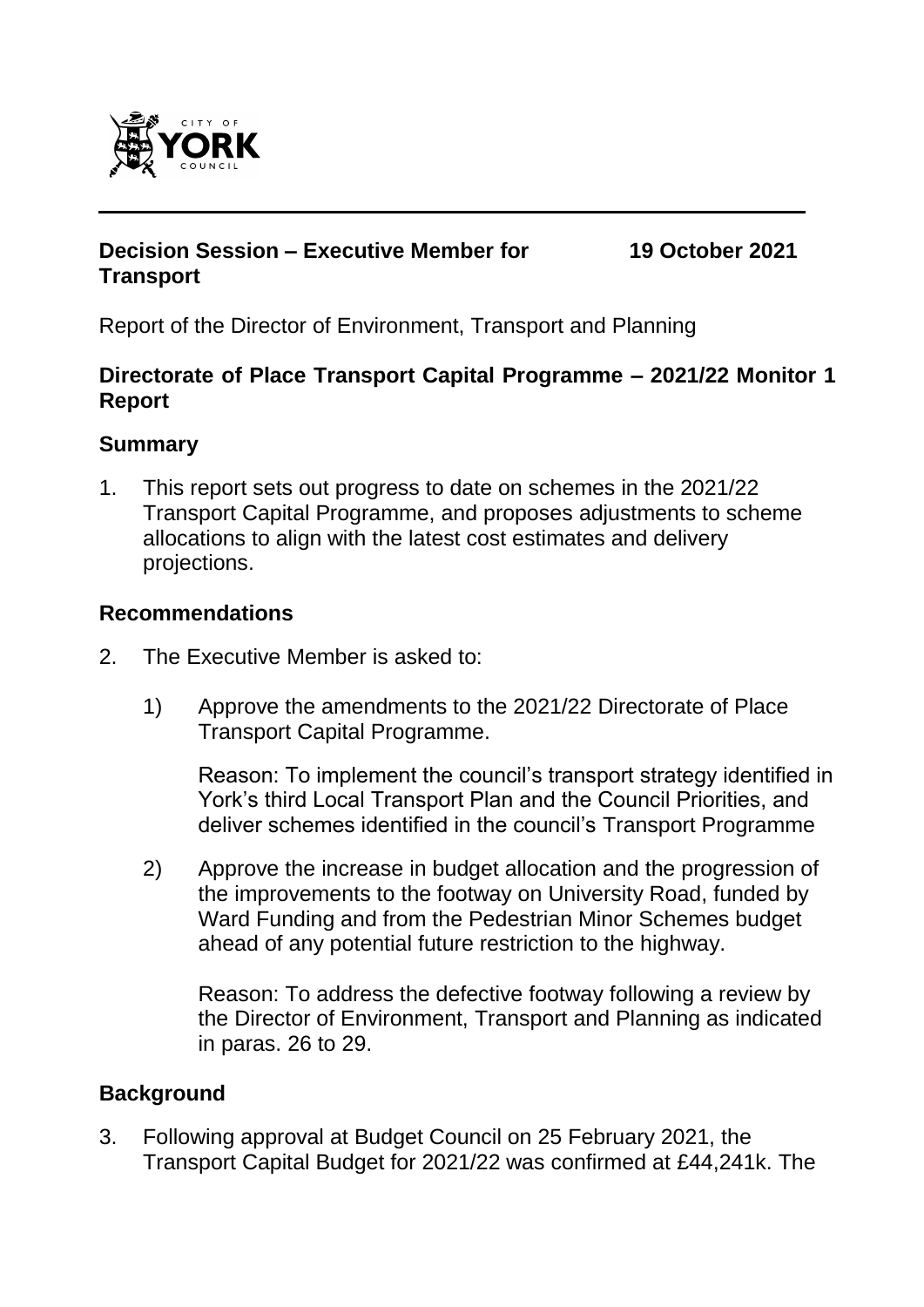**Decision Session – Executive Member for Transport** **19 October 2021**

Report of the Director of Environment, Transport and Planning

## Directorate of Place Transport Capital Programme – 2021/22 Monitor 1 Report

### Summary

1. This report sets out progress to date on schemes in the 2021/22 Transport Capital Programme, and proposes adjustments to scheme allocations to align with the latest cost estimates and delivery projections.

### Recommendations

2. The Executive Member is asked to:

   1) Approve the amendments to the 2021/22 Directorate of Place Transport Capital Programme.

      Reason: To implement the council's transport strategy identified in York's third Local Transport Plan and the Council Priorities, and deliver schemes identified in the council's Transport Programme

   2) Approve the increase in budget allocation and the progression of the improvements to the footway on University Road, funded by Ward Funding and from the Pedestrian Minor Schemes budget ahead of any potential future restriction to the highway.

      Reason: To address the defective footway following a review by the Director of Environment, Transport and Planning as indicated in paras. 26 to 29.

### Background

3. Following approval at Budget Council on 25 February 2021, the Transport Capital Budget for 2021/22 was confirmed at £44,241k. The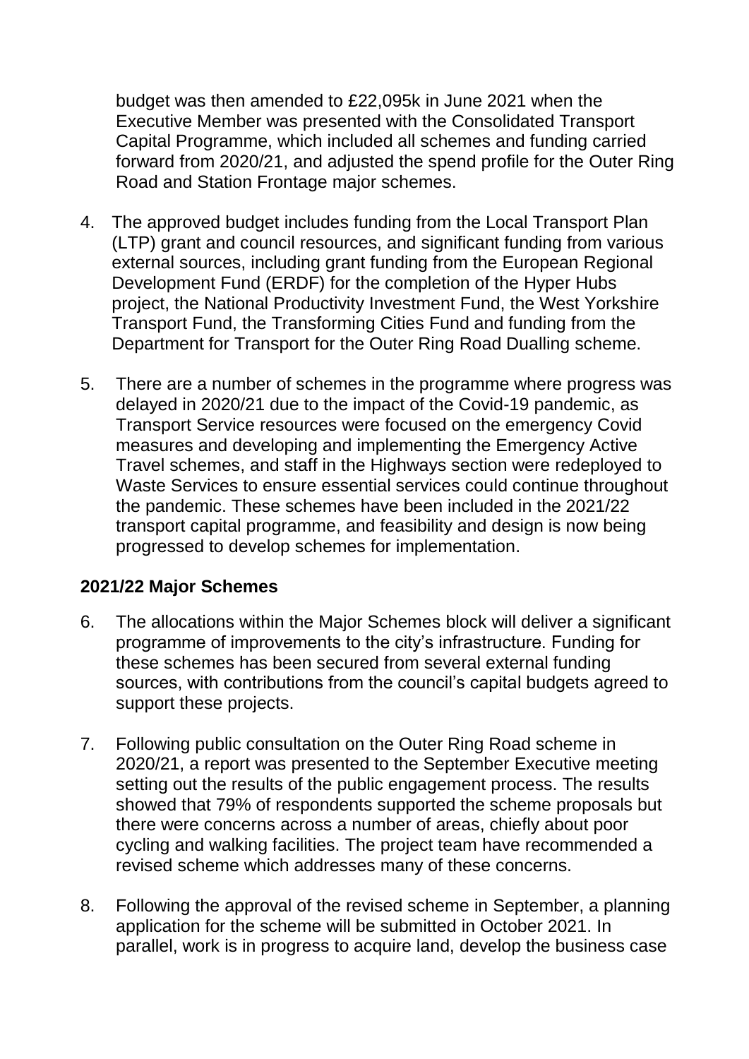budget was then amended to £22,095k in June 2021 when the Executive Member was presented with the Consolidated Transport Capital Programme, which included all schemes and funding carried forward from 2020/21, and adjusted the spend profile for the Outer Ring Road and Station Frontage major schemes.

4. The approved budget includes funding from the Local Transport Plan (LTP) grant and council resources, and significant funding from various external sources, including grant funding from the European Regional Development Fund (ERDF) for the completion of the Hyper Hubs project, the National Productivity Investment Fund, the West Yorkshire Transport Fund, the Transforming Cities Fund and funding from the Department for Transport for the Outer Ring Road Dualling scheme.

5. There are a number of schemes in the programme where progress was delayed in 2020/21 due to the impact of the Covid-19 pandemic, as Transport Service resources were focused on the emergency Covid measures and developing and implementing the Emergency Active Travel schemes, and staff in the Highways section were redeployed to Waste Services to ensure essential services could continue throughout the pandemic. These schemes have been included in the 2021/22 transport capital programme, and feasibility and design is now being progressed to develop schemes for implementation.

**2021/22 Major Schemes**

6. The allocations within the Major Schemes block will deliver a significant programme of improvements to the city's infrastructure. Funding for these schemes has been secured from several external funding sources, with contributions from the council's capital budgets agreed to support these projects.

7. Following public consultation on the Outer Ring Road scheme in 2020/21, a report was presented to the September Executive meeting setting out the results of the public engagement process. The results showed that 79% of respondents supported the scheme proposals but there were concerns across a number of areas, chiefly about poor cycling and walking facilities. The project team have recommended a revised scheme which addresses many of these concerns.

8. Following the approval of the revised scheme in September, a planning application for the scheme will be submitted in October 2021. In parallel, work is in progress to acquire land, develop the business case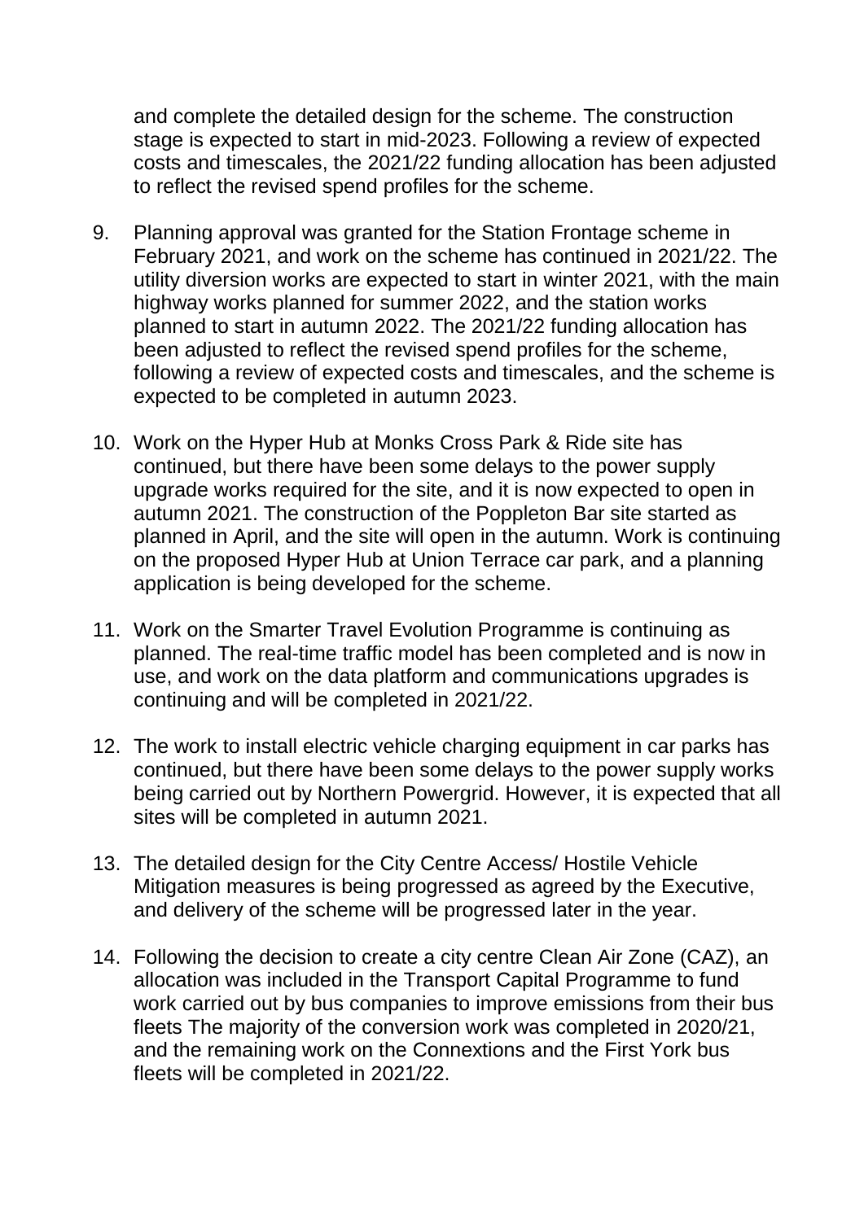and complete the detailed design for the scheme. The construction stage is expected to start in mid-2023. Following a review of expected costs and timescales, the 2021/22 funding allocation has been adjusted to reflect the revised spend profiles for the scheme.

9. Planning approval was granted for the Station Frontage scheme in February 2021, and work on the scheme has continued in 2021/22. The utility diversion works are expected to start in winter 2021, with the main highway works planned for summer 2022, and the station works planned to start in autumn 2022. The 2021/22 funding allocation has been adjusted to reflect the revised spend profiles for the scheme, following a review of expected costs and timescales, and the scheme is expected to be completed in autumn 2023.

10. Work on the Hyper Hub at Monks Cross Park & Ride site has continued, but there have been some delays to the power supply upgrade works required for the site, and it is now expected to open in autumn 2021. The construction of the Poppleton Bar site started as planned in April, and the site will open in the autumn. Work is continuing on the proposed Hyper Hub at Union Terrace car park, and a planning application is being developed for the scheme.

11. Work on the Smarter Travel Evolution Programme is continuing as planned. The real-time traffic model has been completed and is now in use, and work on the data platform and communications upgrades is continuing and will be completed in 2021/22.

12. The work to install electric vehicle charging equipment in car parks has continued, but there have been some delays to the power supply works being carried out by Northern Powergrid. However, it is expected that all sites will be completed in autumn 2021.

13. The detailed design for the City Centre Access/ Hostile Vehicle Mitigation measures is being progressed as agreed by the Executive, and delivery of the scheme will be progressed later in the year.

14. Following the decision to create a city centre Clean Air Zone (CAZ), an allocation was included in the Transport Capital Programme to fund work carried out by bus companies to improve emissions from their bus fleets The majority of the conversion work was completed in 2020/21, and the remaining work on the Connextions and the First York bus fleets will be completed in 2021/22.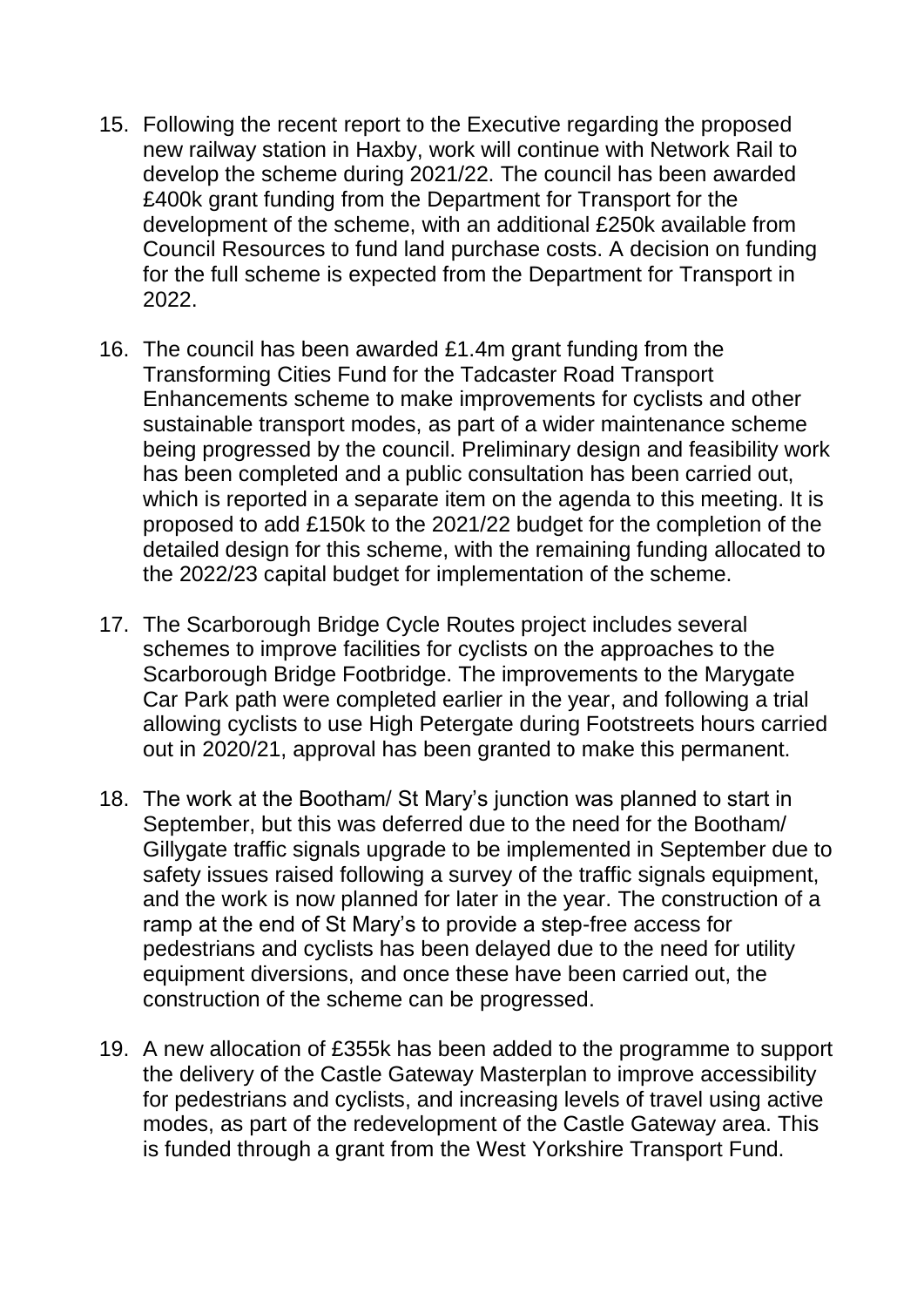15. Following the recent report to the Executive regarding the proposed new railway station in Haxby, work will continue with Network Rail to develop the scheme during 2021/22. The council has been awarded £400k grant funding from the Department for Transport for the development of the scheme, with an additional £250k available from Council Resources to fund land purchase costs. A decision on funding for the full scheme is expected from the Department for Transport in 2022.

16. The council has been awarded £1.4m grant funding from the Transforming Cities Fund for the Tadcaster Road Transport Enhancements scheme to make improvements for cyclists and other sustainable transport modes, as part of a wider maintenance scheme being progressed by the council. Preliminary design and feasibility work has been completed and a public consultation has been carried out, which is reported in a separate item on the agenda to this meeting. It is proposed to add £150k to the 2021/22 budget for the completion of the detailed design for this scheme, with the remaining funding allocated to the 2022/23 capital budget for implementation of the scheme.

17. The Scarborough Bridge Cycle Routes project includes several schemes to improve facilities for cyclists on the approaches to the Scarborough Bridge Footbridge. The improvements to the Marygate Car Park path were completed earlier in the year, and following a trial allowing cyclists to use High Petergate during Footstreets hours carried out in 2020/21, approval has been granted to make this permanent.

18. The work at the Bootham/ St Mary's junction was planned to start in September, but this was deferred due to the need for the Bootham/ Gillygate traffic signals upgrade to be implemented in September due to safety issues raised following a survey of the traffic signals equipment, and the work is now planned for later in the year. The construction of a ramp at the end of St Mary's to provide a step-free access for pedestrians and cyclists has been delayed due to the need for utility equipment diversions, and once these have been carried out, the construction of the scheme can be progressed.

19. A new allocation of £355k has been added to the programme to support the delivery of the Castle Gateway Masterplan to improve accessibility for pedestrians and cyclists, and increasing levels of travel using active modes, as part of the redevelopment of the Castle Gateway area. This is funded through a grant from the West Yorkshire Transport Fund.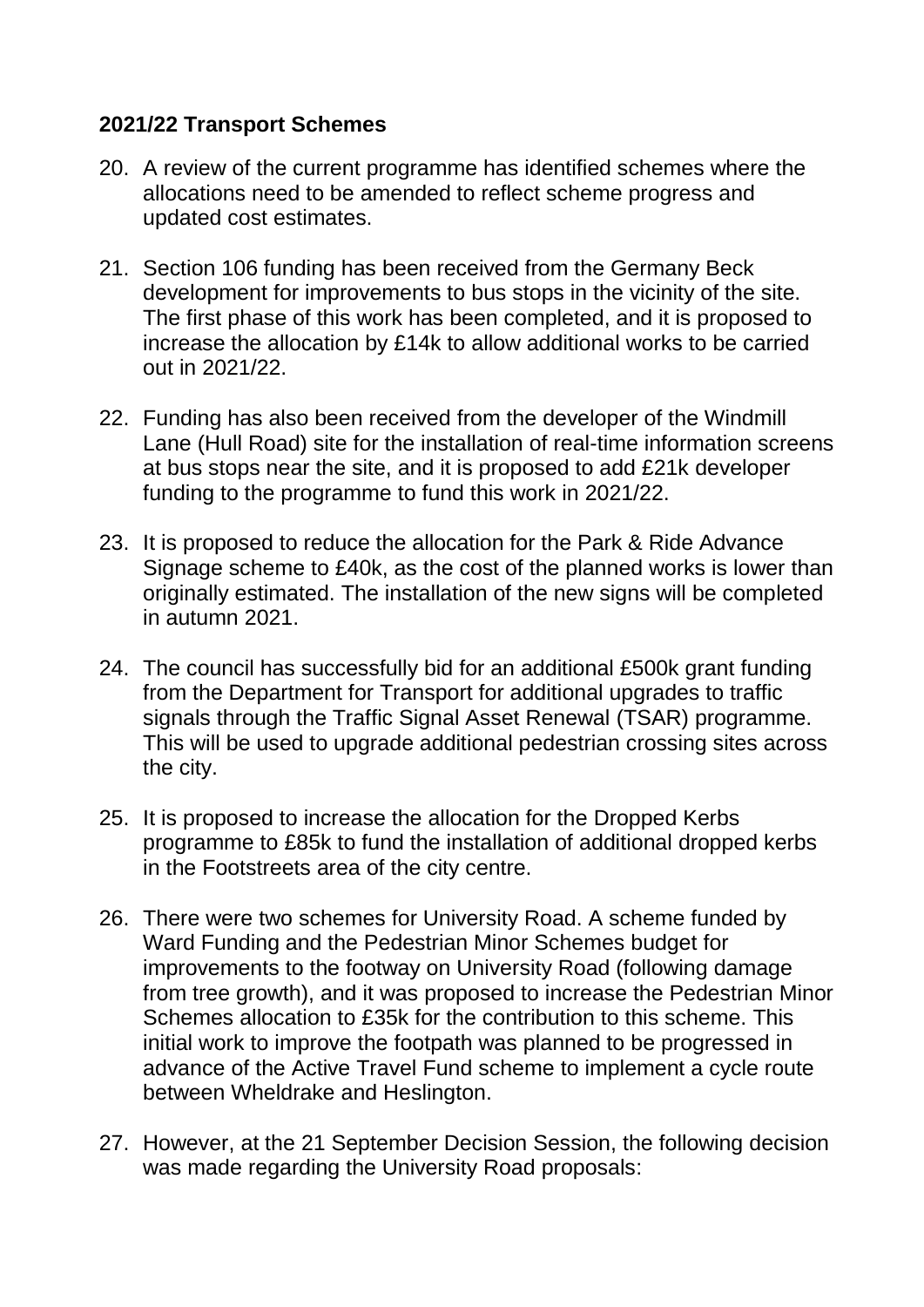**2021/22 Transport Schemes**

20. A review of the current programme has identified schemes where the allocations need to be amended to reflect scheme progress and updated cost estimates.

21. Section 106 funding has been received from the Germany Beck development for improvements to bus stops in the vicinity of the site. The first phase of this work has been completed, and it is proposed to increase the allocation by £14k to allow additional works to be carried out in 2021/22.

22. Funding has also been received from the developer of the Windmill Lane (Hull Road) site for the installation of real-time information screens at bus stops near the site, and it is proposed to add £21k developer funding to the programme to fund this work in 2021/22.

23. It is proposed to reduce the allocation for the Park & Ride Advance Signage scheme to £40k, as the cost of the planned works is lower than originally estimated. The installation of the new signs will be completed in autumn 2021.

24. The council has successfully bid for an additional £500k grant funding from the Department for Transport for additional upgrades to traffic signals through the Traffic Signal Asset Renewal (TSAR) programme. This will be used to upgrade additional pedestrian crossing sites across the city.

25. It is proposed to increase the allocation for the Dropped Kerbs programme to £85k to fund the installation of additional dropped kerbs in the Footstreets area of the city centre.

26. There were two schemes for University Road. A scheme funded by Ward Funding and the Pedestrian Minor Schemes budget for improvements to the footway on University Road (following damage from tree growth), and it was proposed to increase the Pedestrian Minor Schemes allocation to £35k for the contribution to this scheme. This initial work to improve the footpath was planned to be progressed in advance of the Active Travel Fund scheme to implement a cycle route between Wheldrake and Heslington.

27. However, at the 21 September Decision Session, the following decision was made regarding the University Road proposals: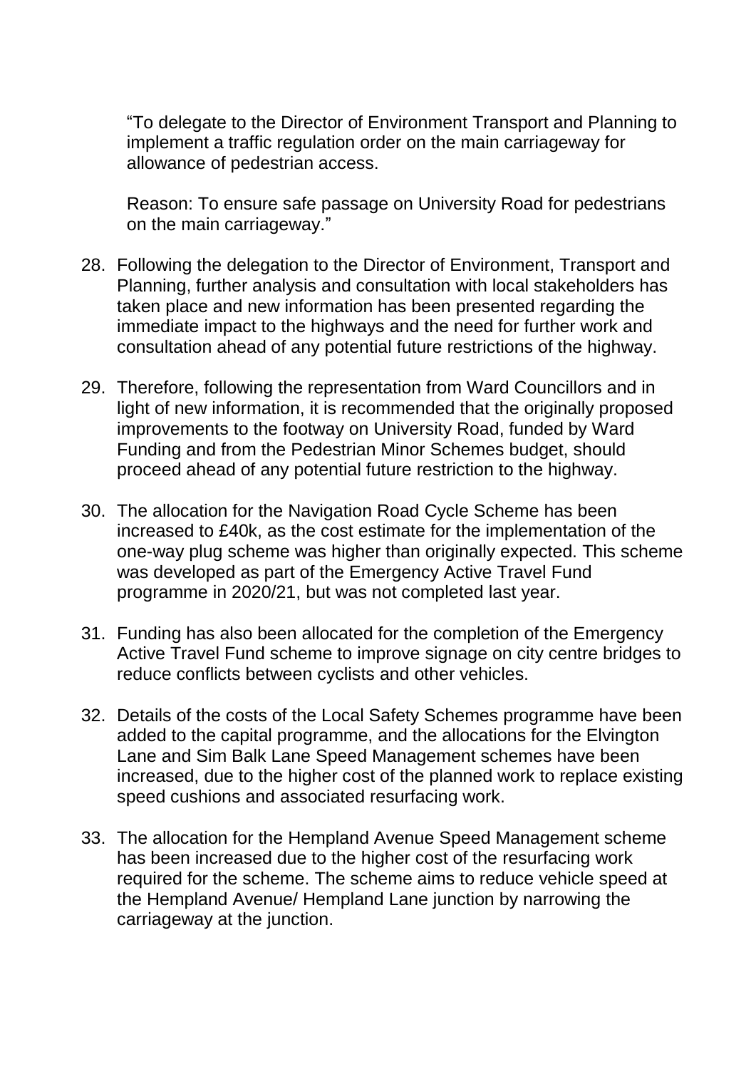"To delegate to the Director of Environment Transport and Planning to implement a traffic regulation order on the main carriageway for allowance of pedestrian access.

Reason: To ensure safe passage on University Road for pedestrians on the main carriageway."

28. Following the delegation to the Director of Environment, Transport and Planning, further analysis and consultation with local stakeholders has taken place and new information has been presented regarding the immediate impact to the highways and the need for further work and consultation ahead of any potential future restrictions of the highway.

29. Therefore, following the representation from Ward Councillors and in light of new information, it is recommended that the originally proposed improvements to the footway on University Road, funded by Ward Funding and from the Pedestrian Minor Schemes budget, should proceed ahead of any potential future restriction to the highway.

30. The allocation for the Navigation Road Cycle Scheme has been increased to £40k, as the cost estimate for the implementation of the one-way plug scheme was higher than originally expected. This scheme was developed as part of the Emergency Active Travel Fund programme in 2020/21, but was not completed last year.

31. Funding has also been allocated for the completion of the Emergency Active Travel Fund scheme to improve signage on city centre bridges to reduce conflicts between cyclists and other vehicles.

32. Details of the costs of the Local Safety Schemes programme have been added to the capital programme, and the allocations for the Elvington Lane and Sim Balk Lane Speed Management schemes have been increased, due to the higher cost of the planned work to replace existing speed cushions and associated resurfacing work.

33. The allocation for the Hempland Avenue Speed Management scheme has been increased due to the higher cost of the resurfacing work required for the scheme. The scheme aims to reduce vehicle speed at the Hempland Avenue/ Hempland Lane junction by narrowing the carriageway at the junction.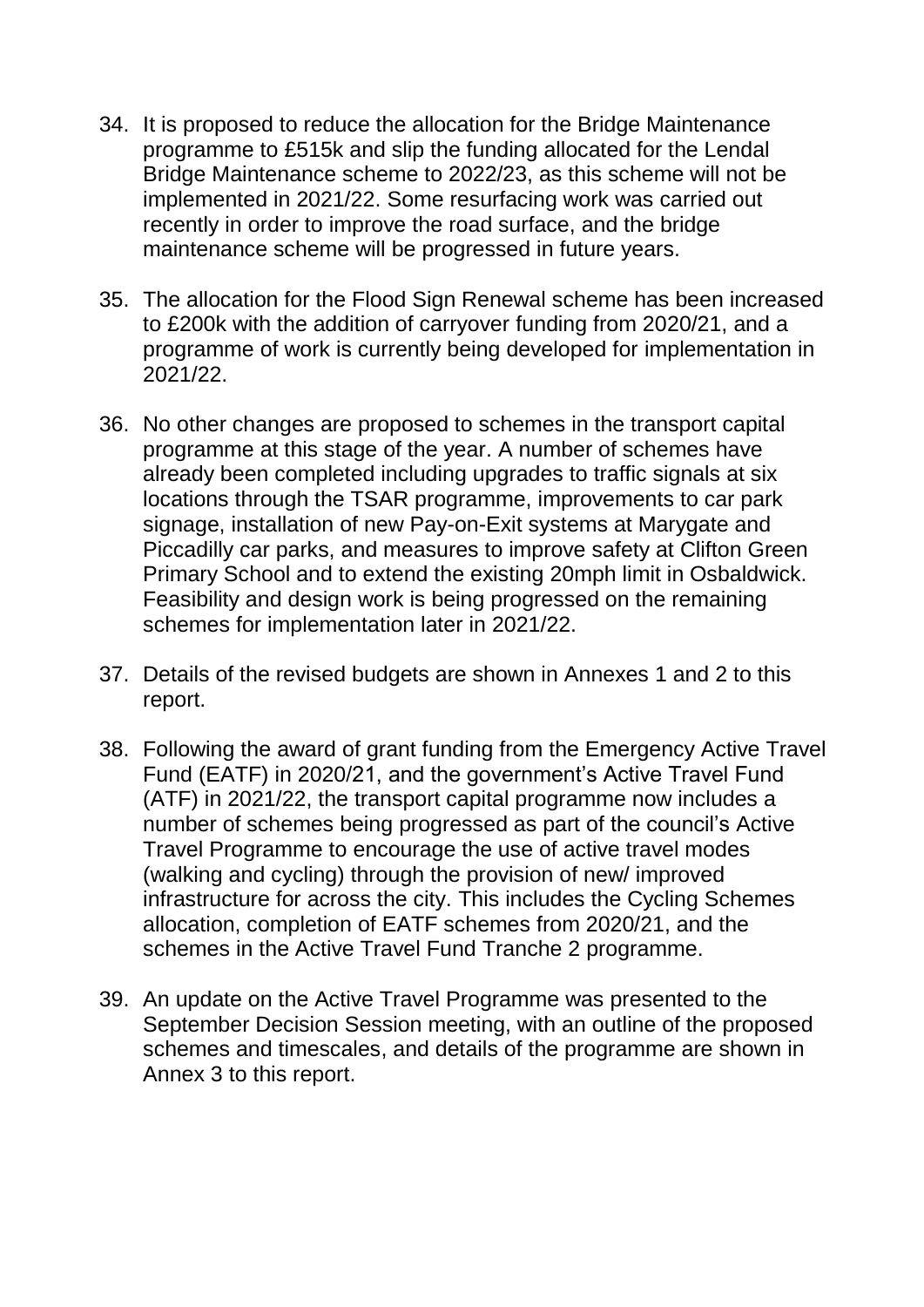34. It is proposed to reduce the allocation for the Bridge Maintenance programme to £515k and slip the funding allocated for the Lendal Bridge Maintenance scheme to 2022/23, as this scheme will not be implemented in 2021/22. Some resurfacing work was carried out recently in order to improve the road surface, and the bridge maintenance scheme will be progressed in future years.

35. The allocation for the Flood Sign Renewal scheme has been increased to £200k with the addition of carryover funding from 2020/21, and a programme of work is currently being developed for implementation in 2021/22.

36. No other changes are proposed to schemes in the transport capital programme at this stage of the year. A number of schemes have already been completed including upgrades to traffic signals at six locations through the TSAR programme, improvements to car park signage, installation of new Pay-on-Exit systems at Marygate and Piccadilly car parks, and measures to improve safety at Clifton Green Primary School and to extend the existing 20mph limit in Osbaldwick. Feasibility and design work is being progressed on the remaining schemes for implementation later in 2021/22.

37. Details of the revised budgets are shown in Annexes 1 and 2 to this report.

38. Following the award of grant funding from the Emergency Active Travel Fund (EATF) in 2020/21, and the government's Active Travel Fund (ATF) in 2021/22, the transport capital programme now includes a number of schemes being progressed as part of the council's Active Travel Programme to encourage the use of active travel modes (walking and cycling) through the provision of new/ improved infrastructure for across the city. This includes the Cycling Schemes allocation, completion of EATF schemes from 2020/21, and the schemes in the Active Travel Fund Tranche 2 programme.

39. An update on the Active Travel Programme was presented to the September Decision Session meeting, with an outline of the proposed schemes and timescales, and details of the programme are shown in Annex 3 to this report.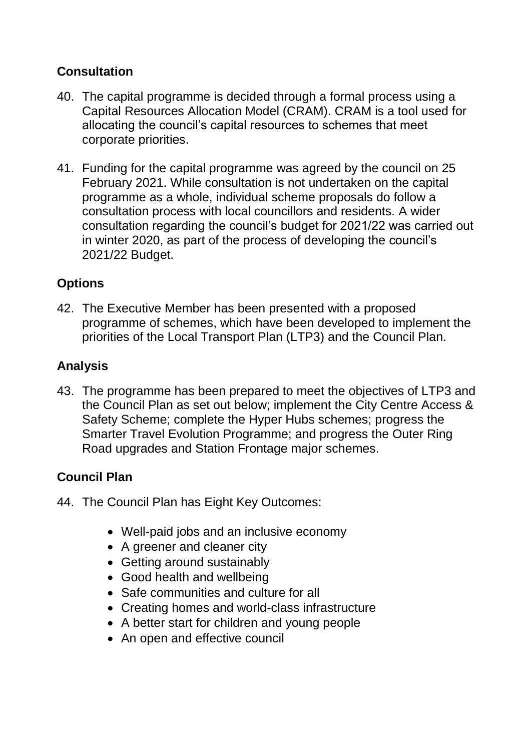## Consultation

40. The capital programme is decided through a formal process using a Capital Resources Allocation Model (CRAM). CRAM is a tool used for allocating the council's capital resources to schemes that meet corporate priorities.

41. Funding for the capital programme was agreed by the council on 25 February 2021. While consultation is not undertaken on the capital programme as a whole, individual scheme proposals do follow a consultation process with local councillors and residents. A wider consultation regarding the council's budget for 2021/22 was carried out in winter 2020, as part of the process of developing the council's 2021/22 Budget.

## Options

42. The Executive Member has been presented with a proposed programme of schemes, which have been developed to implement the priorities of the Local Transport Plan (LTP3) and the Council Plan.

## Analysis

43. The programme has been prepared to meet the objectives of LTP3 and the Council Plan as set out below; implement the City Centre Access & Safety Scheme; complete the Hyper Hubs schemes; progress the Smarter Travel Evolution Programme; and progress the Outer Ring Road upgrades and Station Frontage major schemes.

## Council Plan

44. The Council Plan has Eight Key Outcomes:

    - Well-paid jobs and an inclusive economy
    - A greener and cleaner city
    - Getting around sustainably
    - Good health and wellbeing
    - Safe communities and culture for all
    - Creating homes and world-class infrastructure
    - A better start for children and young people
    - An open and effective council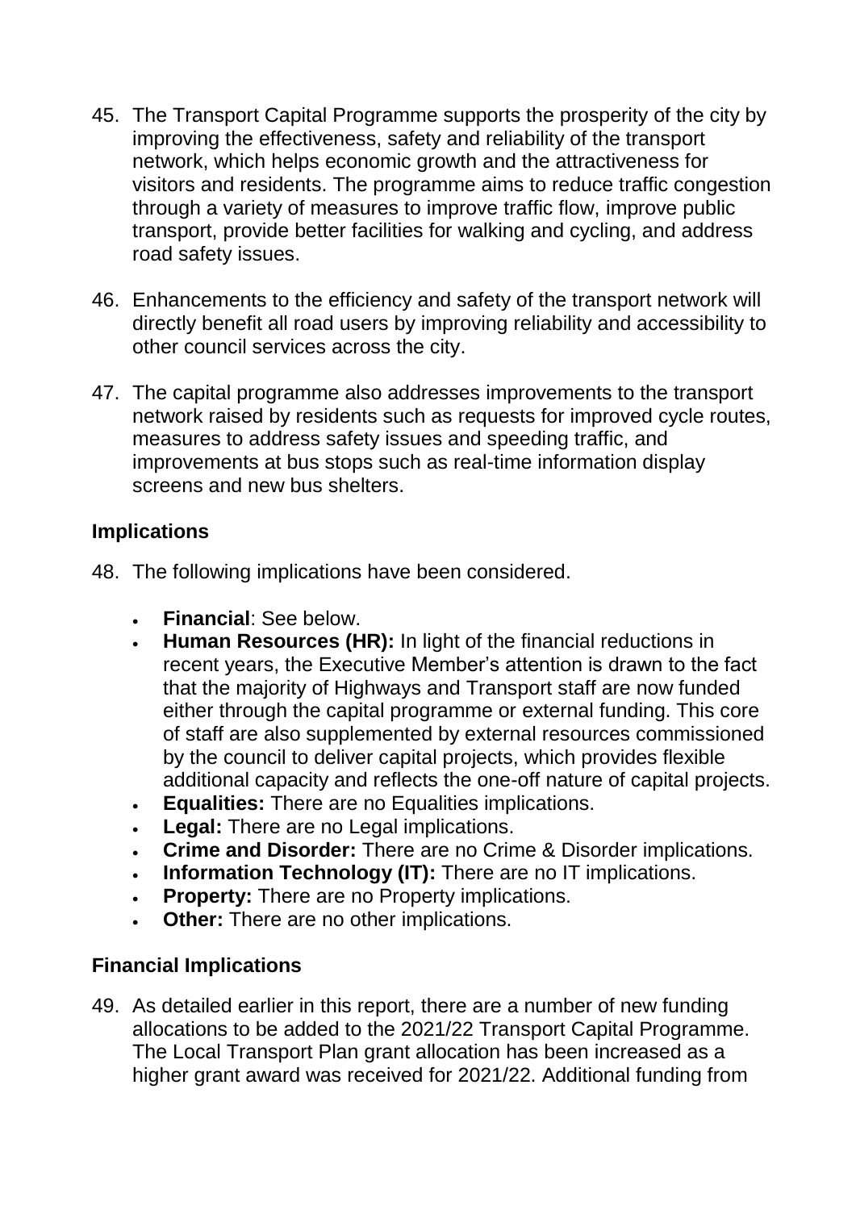45. The Transport Capital Programme supports the prosperity of the city by improving the effectiveness, safety and reliability of the transport network, which helps economic growth and the attractiveness for visitors and residents. The programme aims to reduce traffic congestion through a variety of measures to improve traffic flow, improve public transport, provide better facilities for walking and cycling, and address road safety issues.

46. Enhancements to the efficiency and safety of the transport network will directly benefit all road users by improving reliability and accessibility to other council services across the city.

47. The capital programme also addresses improvements to the transport network raised by residents such as requests for improved cycle routes, measures to address safety issues and speeding traffic, and improvements at bus stops such as real-time information display screens and new bus shelters.

## Implications

48. The following implications have been considered.

- **Financial**: See below.
- **Human Resources (HR):** In light of the financial reductions in recent years, the Executive Member's attention is drawn to the fact that the majority of Highways and Transport staff are now funded either through the capital programme or external funding. This core of staff are also supplemented by external resources commissioned by the council to deliver capital projects, which provides flexible additional capacity and reflects the one-off nature of capital projects.
- **Equalities:** There are no Equalities implications.
- **Legal:** There are no Legal implications.
- **Crime and Disorder:** There are no Crime & Disorder implications.
- **Information Technology (IT):** There are no IT implications.
- **Property:** There are no Property implications.
- **Other:** There are no other implications.

## Financial Implications

49. As detailed earlier in this report, there are a number of new funding allocations to be added to the 2021/22 Transport Capital Programme. The Local Transport Plan grant allocation has been increased as a higher grant award was received for 2021/22. Additional funding from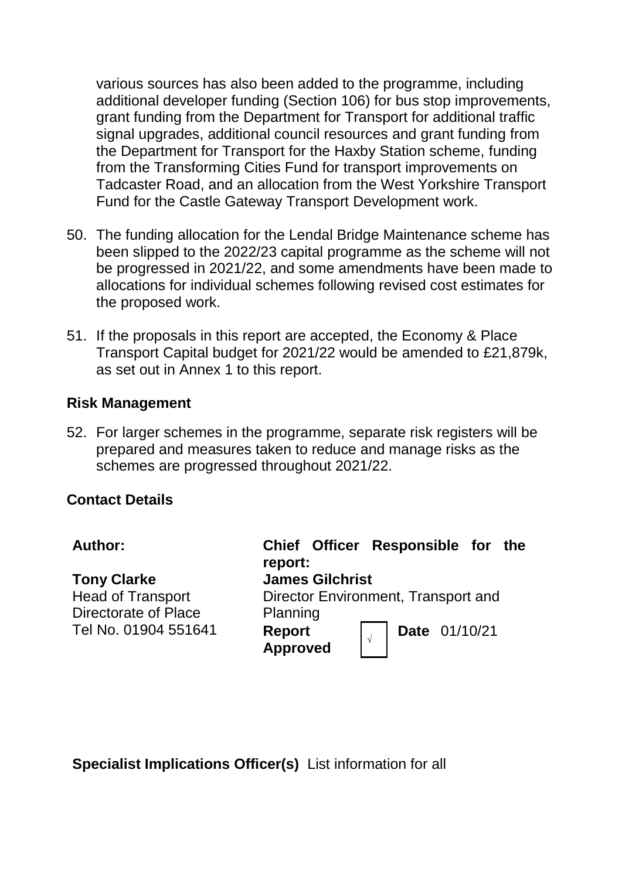various sources has also been added to the programme, including additional developer funding (Section 106) for bus stop improvements, grant funding from the Department for Transport for additional traffic signal upgrades, additional council resources and grant funding from the Department for Transport for the Haxby Station scheme, funding from the Transforming Cities Fund for transport improvements on Tadcaster Road, and an allocation from the West Yorkshire Transport Fund for the Castle Gateway Transport Development work.

50. The funding allocation for the Lendal Bridge Maintenance scheme has been slipped to the 2022/23 capital programme as the scheme will not be progressed in 2021/22, and some amendments have been made to allocations for individual schemes following revised cost estimates for the proposed work.

51. If the proposals in this report are accepted, the Economy & Place Transport Capital budget for 2021/22 would be amended to £21,879k, as set out in Annex 1 to this report.

## Risk Management

52. For larger schemes in the programme, separate risk registers will be prepared and measures taken to reduce and manage risks as the schemes are progressed throughout 2021/22.

## Contact Details

| Author: | Chief Officer Responsible for the report: |
|---|---|
| **Tony Clarke**<br>Head of Transport<br>Directorate of Place<br>Tel No. 01904 551641 | **James Gilchrist**<br>Director Environment, Transport and Planning<br>**Report Approved** √ **Date** 01/10/21 |

**Specialist Implications Officer(s)** List information for all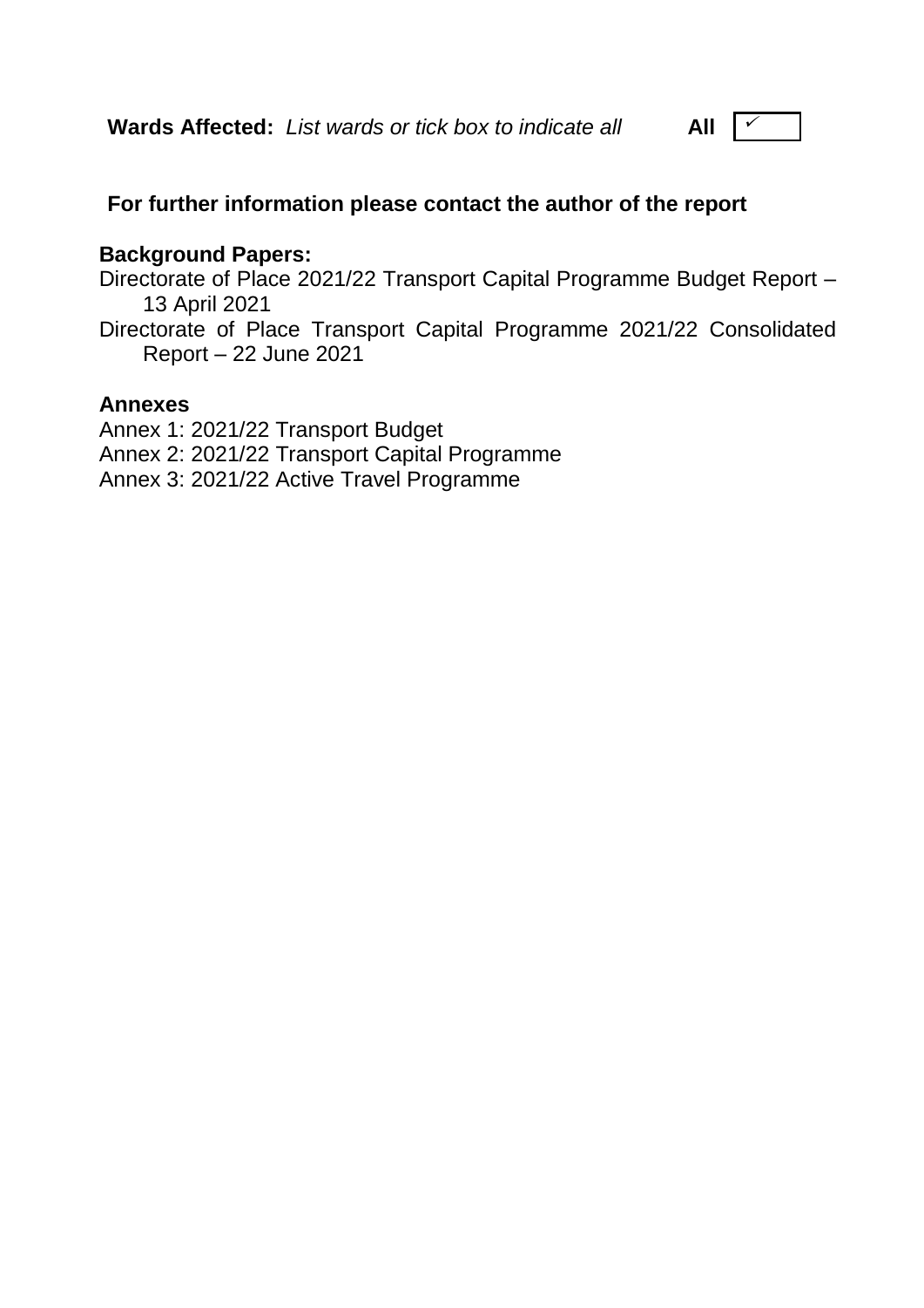**Wards Affected:** *List wards or tick box to indicate all* **All** ✓

**For further information please contact the author of the report**

**Background Papers:**

Directorate of Place 2021/22 Transport Capital Programme Budget Report – 13 April 2021

Directorate of Place Transport Capital Programme 2021/22 Consolidated Report – 22 June 2021

**Annexes**

Annex 1: 2021/22 Transport Budget

Annex 2: 2021/22 Transport Capital Programme

Annex 3: 2021/22 Active Travel Programme